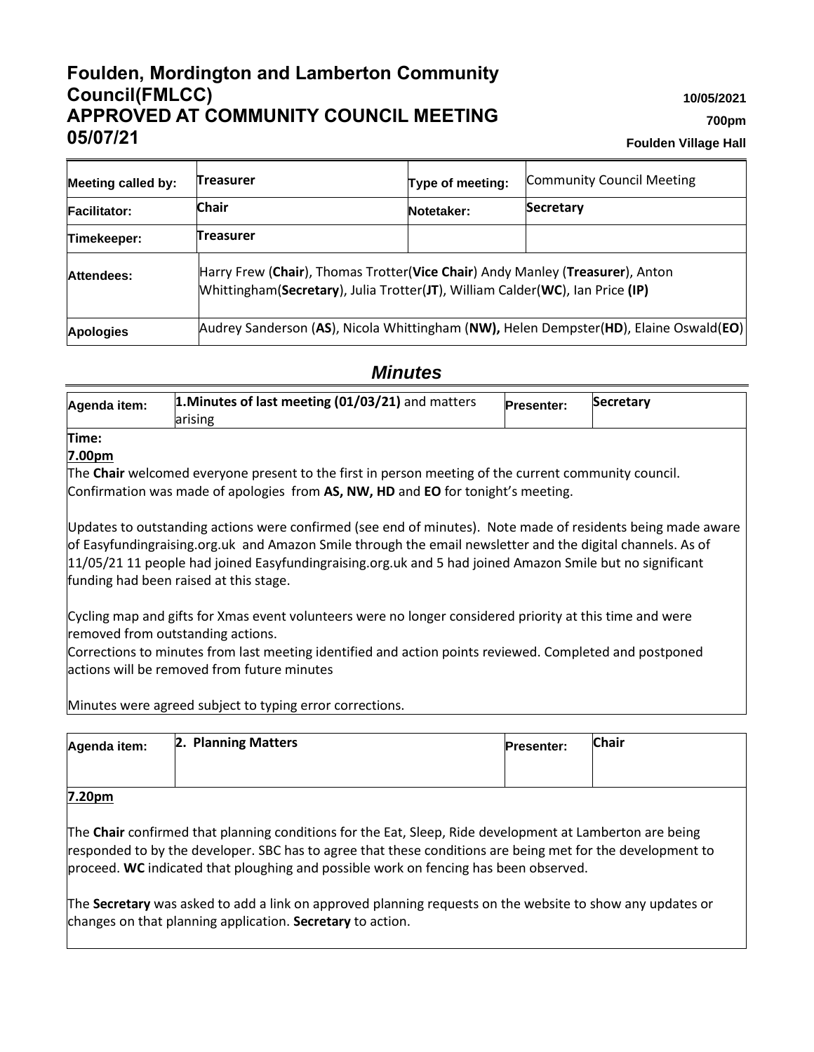# Foulden, Mordington and Lamberton Community Council(FMLCC)
# APPROVED AT COMMUNITY COUNCIL MEETING 05/07/21

**10/05/2021**

**700pm**

**Foulden Village Hall**

| | | | |
|---|---|---|---|
| **Meeting called by:** | **Treasurer** | **Type of meeting:** | Community Council Meeting |
| **Facilitator:** | **Chair** | **Notetaker:** | **Secretary** |
| **Timekeeper:** | **Treasurer** | | |
| **Attendees:** | Harry Frew (**Chair**), Thomas Trotter(**Vice Chair**) Andy Manley (**Treasurer**), Anton Whittingham(**Secretary**), Julia Trotter(**JT**), William Calder(**WC**), Ian Price **(IP)** | | |
| **Apologies** | Audrey Sanderson (**AS**), Nicola Whittingham (**NW),** Helen Dempster(**HD**), Elaine Oswald(**EO**) | | |

## *Minutes*

| | | | |
|---|---|---|---|
| **Agenda item:** | **1.Minutes of last meeting (01/03/21)** and matters arising | **Presenter:** | **Secretary** |

**Time:**

**7.00pm**

The **Chair** welcomed everyone present to the first in person meeting of the current community council. Confirmation was made of apologies from **AS, NW, HD** and **EO** for tonight's meeting.

Updates to outstanding actions were confirmed (see end of minutes). Note made of residents being made aware of Easyfundingraising.org.uk and Amazon Smile through the email newsletter and the digital channels. As of 11/05/21 11 people had joined Easyfundingraising.org.uk and 5 had joined Amazon Smile but no significant funding had been raised at this stage.

Cycling map and gifts for Xmas event volunteers were no longer considered priority at this time and were removed from outstanding actions.

Corrections to minutes from last meeting identified and action points reviewed. Completed and postponed actions will be removed from future minutes

Minutes were agreed subject to typing error corrections.

| | | | |
|---|---|---|---|
| **Agenda item:** | **2. Planning Matters** | **Presenter:** | **Chair** |

**7.20pm**

The **Chair** confirmed that planning conditions for the Eat, Sleep, Ride development at Lamberton are being responded to by the developer. SBC has to agree that these conditions are being met for the development to proceed. **WC** indicated that ploughing and possible work on fencing has been observed.

The **Secretary** was asked to add a link on approved planning requests on the website to show any updates or changes on that planning application. **Secretary** to action.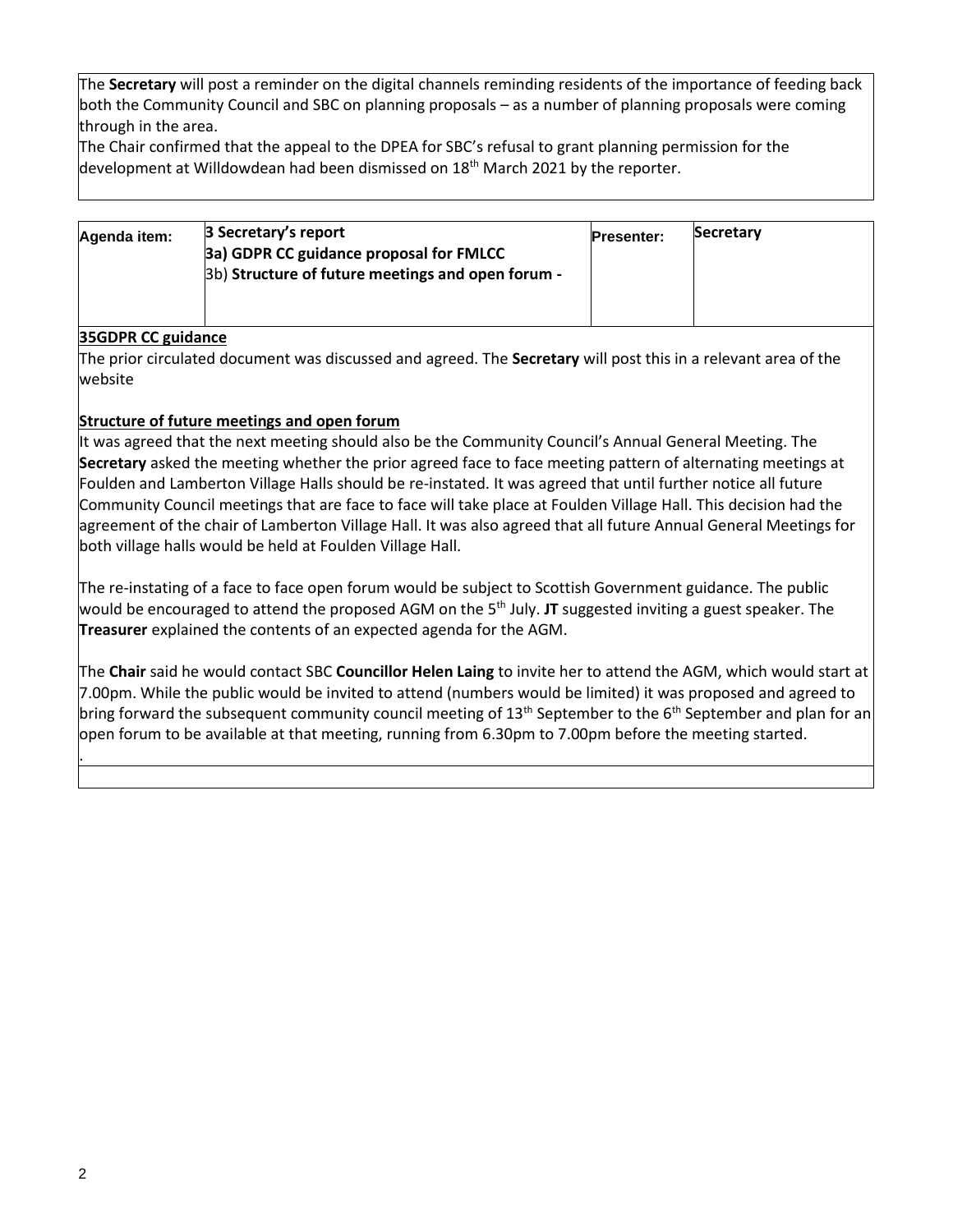The **Secretary** will post a reminder on the digital channels reminding residents of the importance of feeding back both the Community Council and SBC on planning proposals – as a number of planning proposals were coming through in the area.

The Chair confirmed that the appeal to the DPEA for SBC's refusal to grant planning permission for the development at Willdowdean had been dismissed on 18th March 2021 by the reporter.

| Agenda item: | 3 Secretary's report<br>3a) GDPR CC guidance proposal for FMLCC<br>3b) Structure of future meetings and open forum - | Presenter: | Secretary |
|---|---|---|---|

**35GDPR CC guidance**

The prior circulated document was discussed and agreed. The **Secretary** will post this in a relevant area of the website

**Structure of future meetings and open forum**

It was agreed that the next meeting should also be the Community Council's Annual General Meeting. The **Secretary** asked the meeting whether the prior agreed face to face meeting pattern of alternating meetings at Foulden and Lamberton Village Halls should be re-instated. It was agreed that until further notice all future Community Council meetings that are face to face will take place at Foulden Village Hall. This decision had the agreement of the chair of Lamberton Village Hall. It was also agreed that all future Annual General Meetings for both village halls would be held at Foulden Village Hall.

The re-instating of a face to face open forum would be subject to Scottish Government guidance. The public would be encouraged to attend the proposed AGM on the 5th July. **JT** suggested inviting a guest speaker. The **Treasurer** explained the contents of an expected agenda for the AGM.

The **Chair** said he would contact SBC **Councillor Helen Laing** to invite her to attend the AGM, which would start at 7.00pm. While the public would be invited to attend (numbers would be limited) it was proposed and agreed to bring forward the subsequent community council meeting of 13th September to the 6th September and plan for an open forum to be available at that meeting, running from 6.30pm to 7.00pm before the meeting started.

.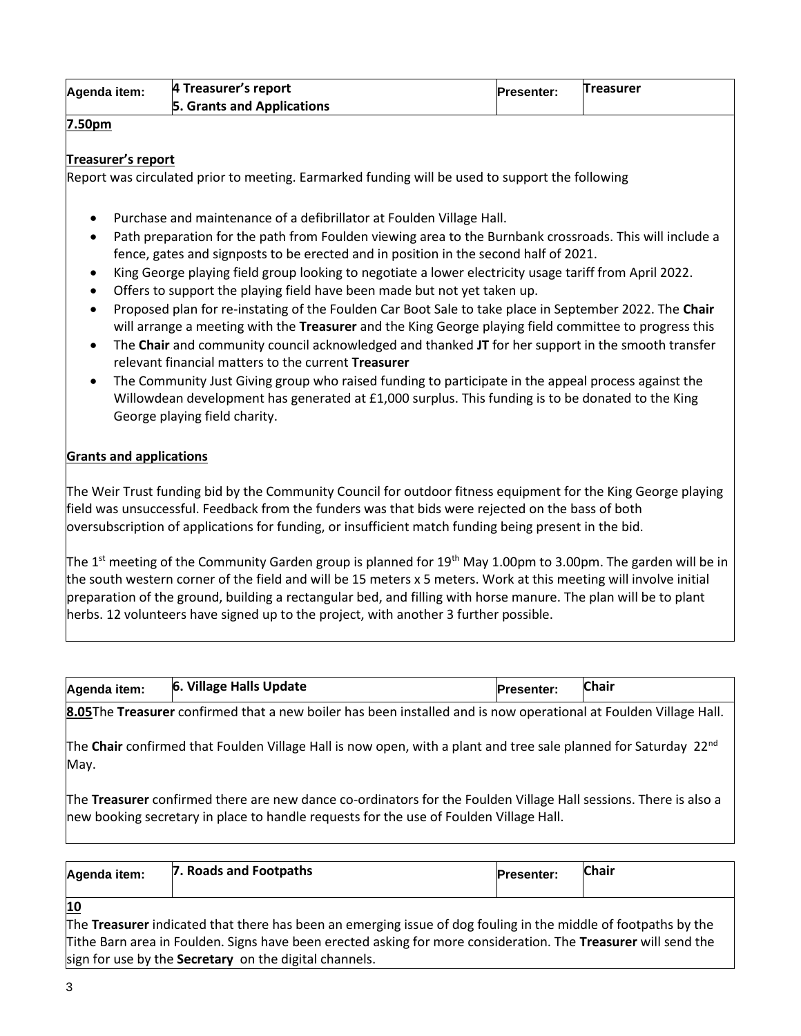| Agenda item: | 4 Treasurer's report<br>5. Grants and Applications | Presenter: | Treasurer |
|---|---|---|---|

**7.50pm**

**Treasurer's report**

Report was circulated prior to meeting. Earmarked funding will be used to support the following

- Purchase and maintenance of a defibrillator at Foulden Village Hall.
- Path preparation for the path from Foulden viewing area to the Burnbank crossroads. This will include a fence, gates and signposts to be erected and in position in the second half of 2021.
- King George playing field group looking to negotiate a lower electricity usage tariff from April 2022.
- Offers to support the playing field have been made but not yet taken up.
- Proposed plan for re-instating of the Foulden Car Boot Sale to take place in September 2022. The **Chair** will arrange a meeting with the **Treasurer** and the King George playing field committee to progress this
- The **Chair** and community council acknowledged and thanked **JT** for her support in the smooth transfer relevant financial matters to the current **Treasurer**
- The Community Just Giving group who raised funding to participate in the appeal process against the Willowdean development has generated at £1,000 surplus. This funding is to be donated to the King George playing field charity.

**Grants and applications**

The Weir Trust funding bid by the Community Council for outdoor fitness equipment for the King George playing field was unsuccessful. Feedback from the funders was that bids were rejected on the bass of both oversubscription of applications for funding, or insufficient match funding being present in the bid.

The 1st meeting of the Community Garden group is planned for 19th May 1.00pm to 3.00pm. The garden will be in the south western corner of the field and will be 15 meters x 5 meters. Work at this meeting will involve initial preparation of the ground, building a rectangular bed, and filling with horse manure. The plan will be to plant herbs. 12 volunteers have signed up to the project, with another 3 further possible.

| Agenda item: | 6. Village Halls Update | Presenter: | Chair |
|---|---|---|---|

**8.05** The **Treasurer** confirmed that a new boiler has been installed and is now operational at Foulden Village Hall.

The **Chair** confirmed that Foulden Village Hall is now open, with a plant and tree sale planned for Saturday 22nd May.

The **Treasurer** confirmed there are new dance co-ordinators for the Foulden Village Hall sessions. There is also a new booking secretary in place to handle requests for the use of Foulden Village Hall.

| Agenda item: | 7. Roads and Footpaths | Presenter: | Chair |
|---|---|---|---|

**10**

The **Treasurer** indicated that there has been an emerging issue of dog fouling in the middle of footpaths by the Tithe Barn area in Foulden. Signs have been erected asking for more consideration. The **Treasurer** will send the sign for use by the **Secretary** on the digital channels.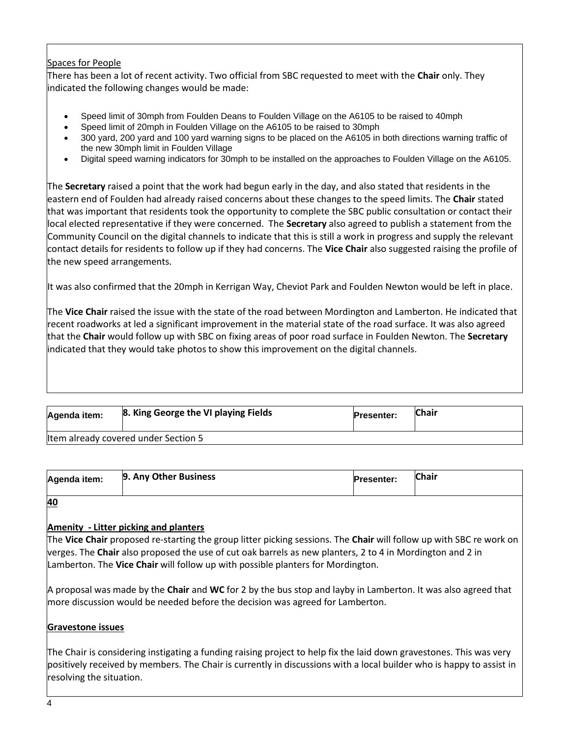Spaces for People

There has been a lot of recent activity. Two official from SBC requested to meet with the **Chair** only. They indicated the following changes would be made:

- Speed limit of 30mph from Foulden Deans to Foulden Village on the A6105 to be raised to 40mph
- Speed limit of 20mph in Foulden Village on the A6105 to be raised to 30mph
- 300 yard, 200 yard and 100 yard warning signs to be placed on the A6105 in both directions warning traffic of the new 30mph limit in Foulden Village
- Digital speed warning indicators for 30mph to be installed on the approaches to Foulden Village on the A6105.

The **Secretary** raised a point that the work had begun early in the day, and also stated that residents in the eastern end of Foulden had already raised concerns about these changes to the speed limits. The **Chair** stated that was important that residents took the opportunity to complete the SBC public consultation or contact their local elected representative if they were concerned. The **Secretary** also agreed to publish a statement from the Community Council on the digital channels to indicate that this is still a work in progress and supply the relevant contact details for residents to follow up if they had concerns. The **Vice Chair** also suggested raising the profile of the new speed arrangements.

It was also confirmed that the 20mph in Kerrigan Way, Cheviot Park and Foulden Newton would be left in place.

The **Vice Chair** raised the issue with the state of the road between Mordington and Lamberton. He indicated that recent roadworks at led a significant improvement in the material state of the road surface. It was also agreed that the **Chair** would follow up with SBC on fixing areas of poor road surface in Foulden Newton. The **Secretary** indicated that they would take photos to show this improvement on the digital channels.

| Agenda item: | 8. King George the VI playing Fields | Presenter: | Chair |
|---|---|---|---|
| Item already covered under Section 5 | | | |

| Agenda item: | 9. Any Other Business | Presenter: | Chair |
|---|---|---|---|

**40**

**Amenity - Litter picking and planters**

The **Vice Chair** proposed re-starting the group litter picking sessions. The **Chair** will follow up with SBC re work on verges. The **Chair** also proposed the use of cut oak barrels as new planters, 2 to 4 in Mordington and 2 in Lamberton. The **Vice Chair** will follow up with possible planters for Mordington.

A proposal was made by the **Chair** and **WC** for 2 by the bus stop and layby in Lamberton. It was also agreed that more discussion would be needed before the decision was agreed for Lamberton.

**Gravestone issues**

The Chair is considering instigating a funding raising project to help fix the laid down gravestones. This was very positively received by members. The Chair is currently in discussions with a local builder who is happy to assist in resolving the situation.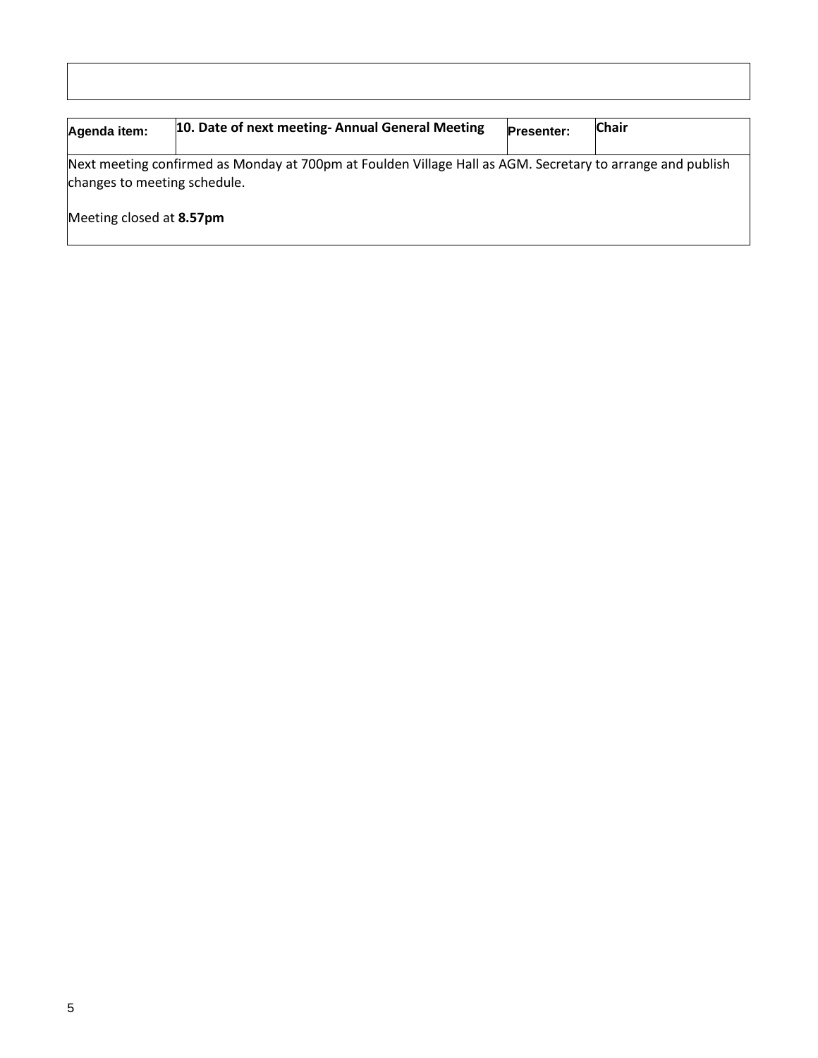| Agenda item: | **10. Date of next meeting- Annual General Meeting** | Presenter: | **Chair** |
|---|---|---|---|

Next meeting confirmed as Monday at 700pm at Foulden Village Hall as AGM. Secretary to arrange and publish changes to meeting schedule.

Meeting closed at **8.57pm**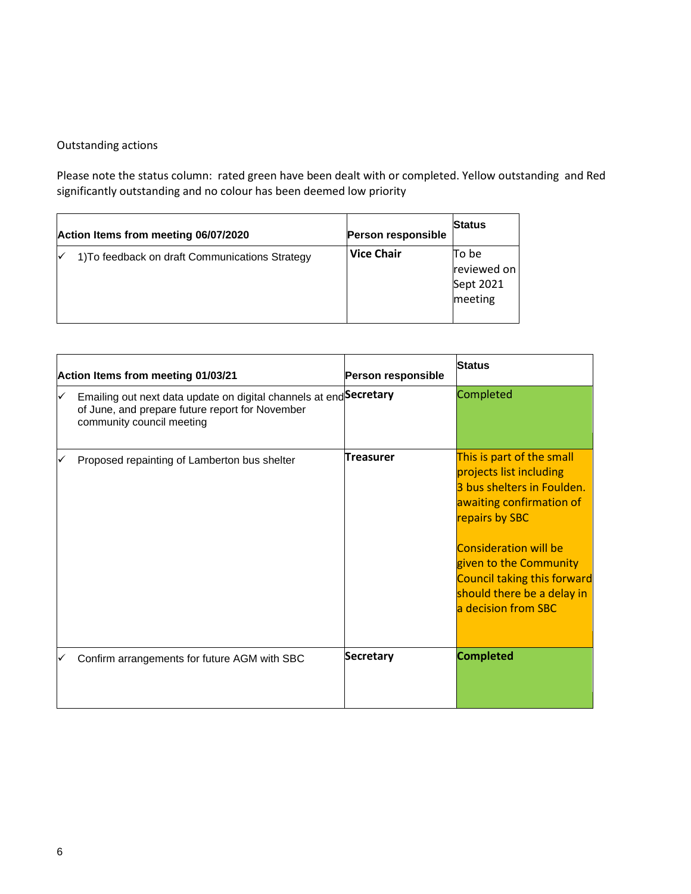Outstanding actions

Please note the status column: rated green have been dealt with or completed. Yellow outstanding and Red significantly outstanding and no colour has been deemed low priority

| Action Items from meeting 06/07/2020 | Person responsible | Status |
|---|---|---|
| ✓ 1)To feedback on draft Communications Strategy | **Vice Chair** | To be reviewed on Sept 2021 meeting |

| Action Items from meeting 01/03/21 | Person responsible | Status |
|---|---|---|
| ✓ Emailing out next data update on digital channels at end of June, and prepare future report for November community council meeting | **Secretary** | Completed |
| ✓ Proposed repainting of Lamberton bus shelter | **Treasurer** | This is part of the small projects list including 3 bus shelters in Foulden. awaiting confirmation of repairs by SBC<br><br>Consideration will be given to the Community Council taking this forward should there be a delay in a decision from SBC |
| ✓ Confirm arrangements for future AGM with SBC | **Secretary** | **Completed** |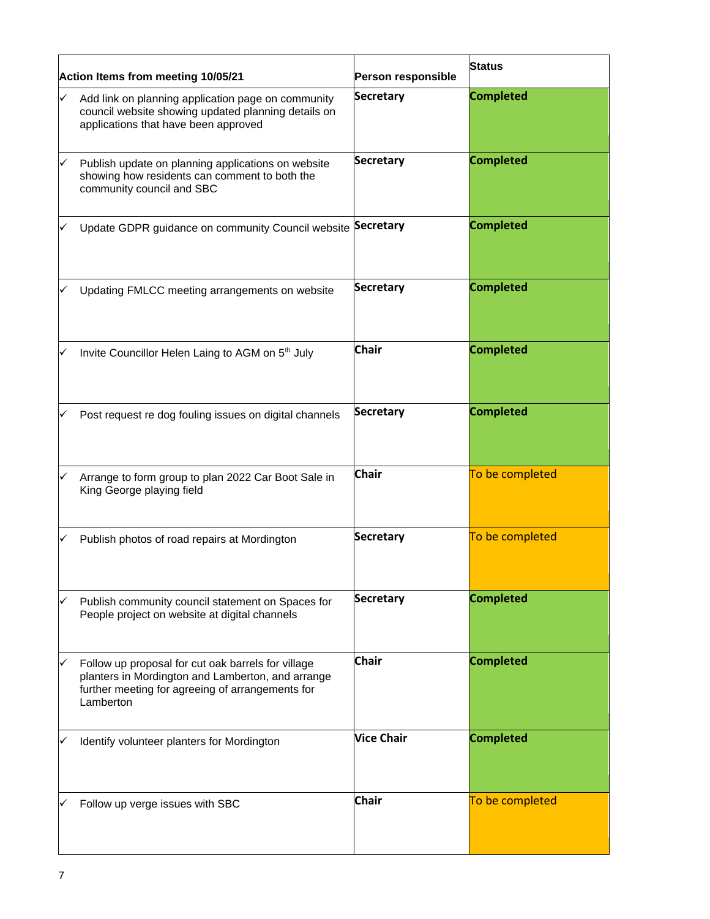| Action Items from meeting 10/05/21 | Person responsible | Status |
|---|---|---|
| ✓ Add link on planning application page on community council website showing updated planning details on applications that have been approved | Secretary | Completed |
| ✓ Publish update on planning applications on website showing how residents can comment to both the community council and SBC | Secretary | Completed |
| ✓ Update GDPR guidance on community Council website | Secretary | Completed |
| ✓ Updating FMLCC meeting arrangements on website | Secretary | Completed |
| ✓ Invite Councillor Helen Laing to AGM on 5th July | Chair | Completed |
| ✓ Post request re dog fouling issues on digital channels | Secretary | Completed |
| ✓ Arrange to form group to plan 2022 Car Boot Sale in King George playing field | Chair | To be completed |
| ✓ Publish photos of road repairs at Mordington | Secretary | To be completed |
| ✓ Publish community council statement on Spaces for People project on website at digital channels | Secretary | Completed |
| ✓ Follow up proposal for cut oak barrels for village planters in Mordington and Lamberton, and arrange further meeting for agreeing of arrangements for Lamberton | Chair | Completed |
| ✓ Identify volunteer planters for Mordington | Vice Chair | Completed |
| ✓ Follow up verge issues with SBC | Chair | To be completed |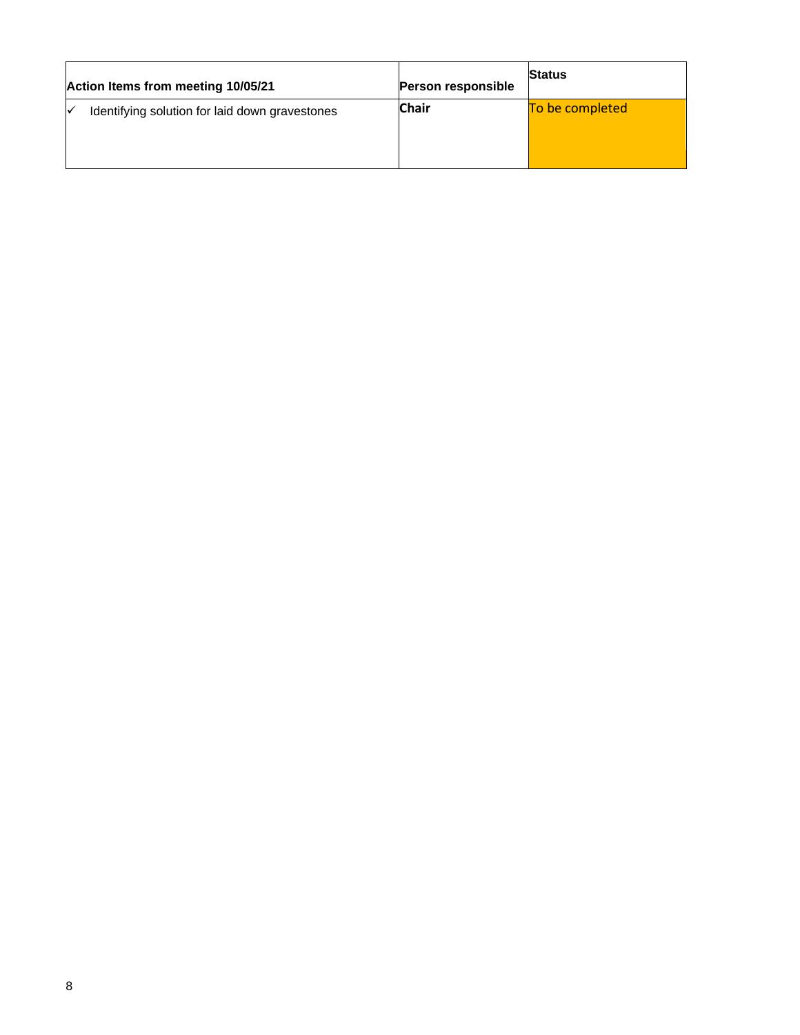| Action Items from meeting 10/05/21 | Person responsible | Status |
|---|---|---|
| ✓ Identifying solution for laid down gravestones | **Chair** | To be completed |